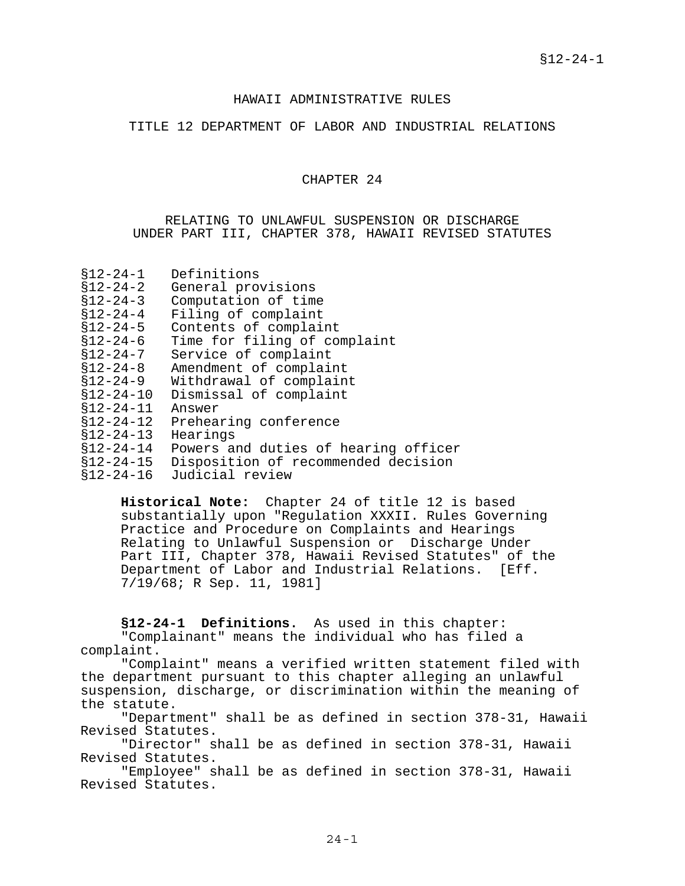# HAWAII ADMINISTRATIVE RULES

## TITLE 12 DEPARTMENT OF LABOR AND INDUSTRIAL RELATIONS

### CHAPTER 24

### RELATING TO UNLAWFUL SUSPENSION OR DISCHARGE UNDER PART III, CHAPTER 378, HAWAII REVISED STATUTES

| | |
|---|---|
| §12-24-1 | Definitions |
| §12-24-2 | General provisions |
| §12-24-3 | Computation of time |
| §12-24-4 | Filing of complaint |
| §12-24-5 | Contents of complaint |
| §12-24-6 | Time for filing of complaint |
| §12-24-7 | Service of complaint |
| §12-24-8 | Amendment of complaint |
| §12-24-9 | Withdrawal of complaint |
| §12-24-10 | Dismissal of complaint |
| §12-24-11 | Answer |
| §12-24-12 | Prehearing conference |
| §12-24-13 | Hearings |
| §12-24-14 | Powers and duties of hearing officer |
| §12-24-15 | Disposition of recommended decision |
| §12-24-16 | Judicial review |

**Historical Note:** Chapter 24 of title 12 is based substantially upon "Regulation XXXII. Rules Governing Practice and Procedure on Complaints and Hearings Relating to Unlawful Suspension or Discharge Under Part III, Chapter 378, Hawaii Revised Statutes" of the Department of Labor and Industrial Relations. [Eff. 7/19/68; R Sep. 11, 1981]

**§12-24-1 Definitions.** As used in this chapter:

"Complainant" means the individual who has filed a complaint.

"Complaint" means a verified written statement filed with the department pursuant to this chapter alleging an unlawful suspension, discharge, or discrimination within the meaning of the statute.

"Department" shall be as defined in section 378-31, Hawaii Revised Statutes.

"Director" shall be as defined in section 378-31, Hawaii Revised Statutes.

"Employee" shall be as defined in section 378-31, Hawaii Revised Statutes.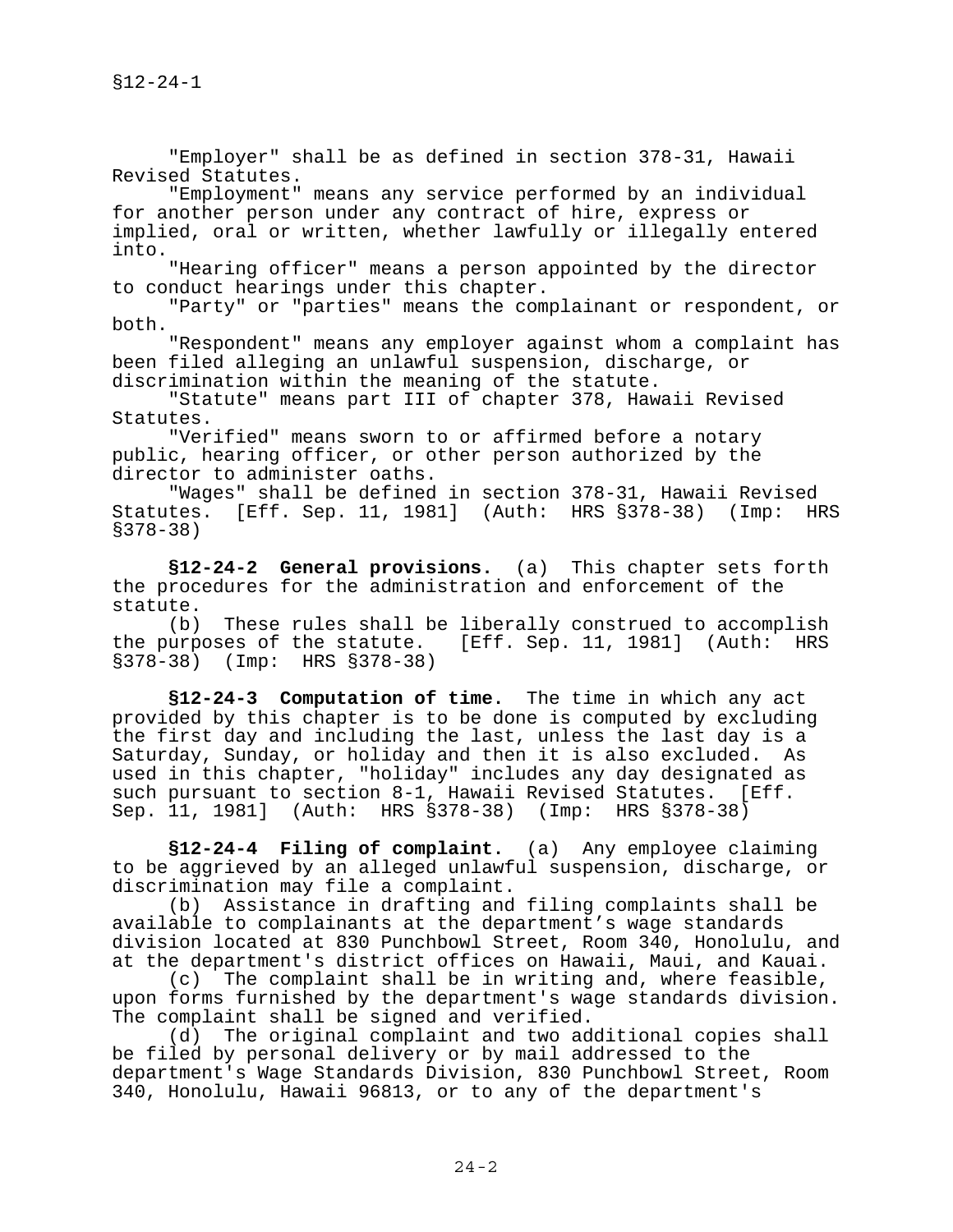"Employer" shall be as defined in section 378-31, Hawaii Revised Statutes.

"Employment" means any service performed by an individual for another person under any contract of hire, express or implied, oral or written, whether lawfully or illegally entered into.

"Hearing officer" means a person appointed by the director to conduct hearings under this chapter.

"Party" or "parties" means the complainant or respondent, or both.

"Respondent" means any employer against whom a complaint has been filed alleging an unlawful suspension, discharge, or discrimination within the meaning of the statute.

"Statute" means part III of chapter 378, Hawaii Revised Statutes.

"Verified" means sworn to or affirmed before a notary public, hearing officer, or other person authorized by the director to administer oaths.

"Wages" shall be defined in section 378-31, Hawaii Revised Statutes. [Eff. Sep. 11, 1981] (Auth: HRS §378-38) (Imp: HRS §378-38)

**§12-24-2 General provisions.** (a) This chapter sets forth the procedures for the administration and enforcement of the statute.

(b) These rules shall be liberally construed to accomplish the purposes of the statute. [Eff. Sep. 11, 1981] (Auth: HRS §378-38) (Imp: HRS §378-38)

**§12-24-3 Computation of time.** The time in which any act provided by this chapter is to be done is computed by excluding the first day and including the last, unless the last day is a Saturday, Sunday, or holiday and then it is also excluded. As used in this chapter, "holiday" includes any day designated as such pursuant to section 8-1, Hawaii Revised Statutes. [Eff. Sep. 11, 1981] (Auth: HRS §378-38) (Imp: HRS §378-38)

**§12-24-4 Filing of complaint.** (a) Any employee claiming to be aggrieved by an alleged unlawful suspension, discharge, or discrimination may file a complaint.

(b) Assistance in drafting and filing complaints shall be available to complainants at the department's wage standards division located at 830 Punchbowl Street, Room 340, Honolulu, and at the department's district offices on Hawaii, Maui, and Kauai.

(c) The complaint shall be in writing and, where feasible, upon forms furnished by the department's wage standards division. The complaint shall be signed and verified.

(d) The original complaint and two additional copies shall be filed by personal delivery or by mail addressed to the department's Wage Standards Division, 830 Punchbowl Street, Room 340, Honolulu, Hawaii 96813, or to any of the department's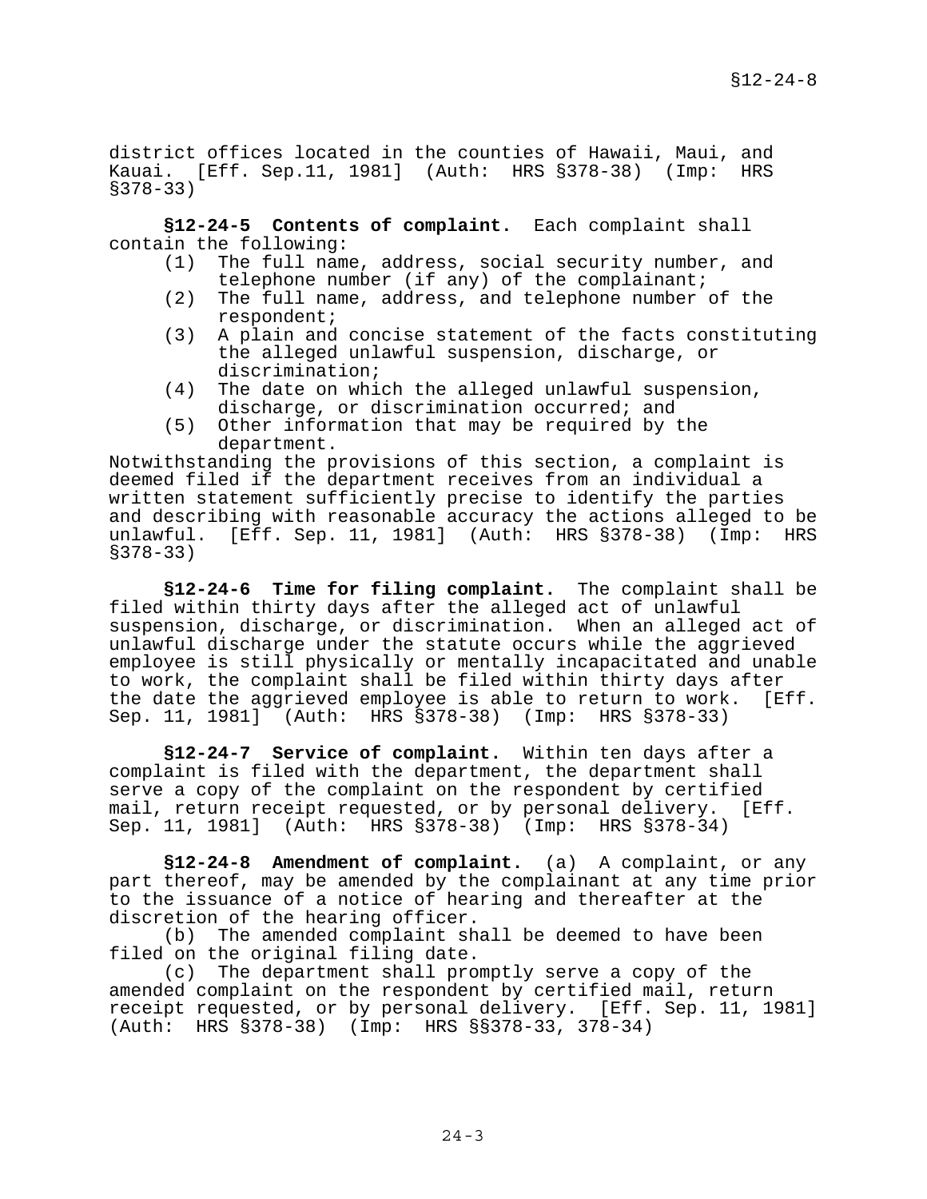district offices located in the counties of Hawaii, Maui, and Kauai. [Eff. Sep.11, 1981] (Auth: HRS §378-38) (Imp: HRS §378-33)

**§12-24-5 Contents of complaint.** Each complaint shall contain the following:

(1) The full name, address, social security number, and telephone number (if any) of the complainant;

(2) The full name, address, and telephone number of the respondent;

(3) A plain and concise statement of the facts constituting the alleged unlawful suspension, discharge, or discrimination;

(4) The date on which the alleged unlawful suspension, discharge, or discrimination occurred; and

(5) Other information that may be required by the department.

Notwithstanding the provisions of this section, a complaint is deemed filed if the department receives from an individual a written statement sufficiently precise to identify the parties and describing with reasonable accuracy the actions alleged to be unlawful. [Eff. Sep. 11, 1981] (Auth: HRS §378-38) (Imp: HRS §378-33)

**§12-24-6 Time for filing complaint.** The complaint shall be filed within thirty days after the alleged act of unlawful suspension, discharge, or discrimination. When an alleged act of unlawful discharge under the statute occurs while the aggrieved employee is still physically or mentally incapacitated and unable to work, the complaint shall be filed within thirty days after the date the aggrieved employee is able to return to work. [Eff. Sep. 11, 1981] (Auth: HRS §378-38) (Imp: HRS §378-33)

**§12-24-7 Service of complaint.** Within ten days after a complaint is filed with the department, the department shall serve a copy of the complaint on the respondent by certified mail, return receipt requested, or by personal delivery. [Eff. Sep. 11, 1981] (Auth: HRS §378-38) (Imp: HRS §378-34)

**§12-24-8 Amendment of complaint.** (a) A complaint, or any part thereof, may be amended by the complainant at any time prior to the issuance of a notice of hearing and thereafter at the discretion of the hearing officer.

(b) The amended complaint shall be deemed to have been filed on the original filing date.

(c) The department shall promptly serve a copy of the amended complaint on the respondent by certified mail, return receipt requested, or by personal delivery. [Eff. Sep. 11, 1981] (Auth: HRS §378-38) (Imp: HRS §§378-33, 378-34)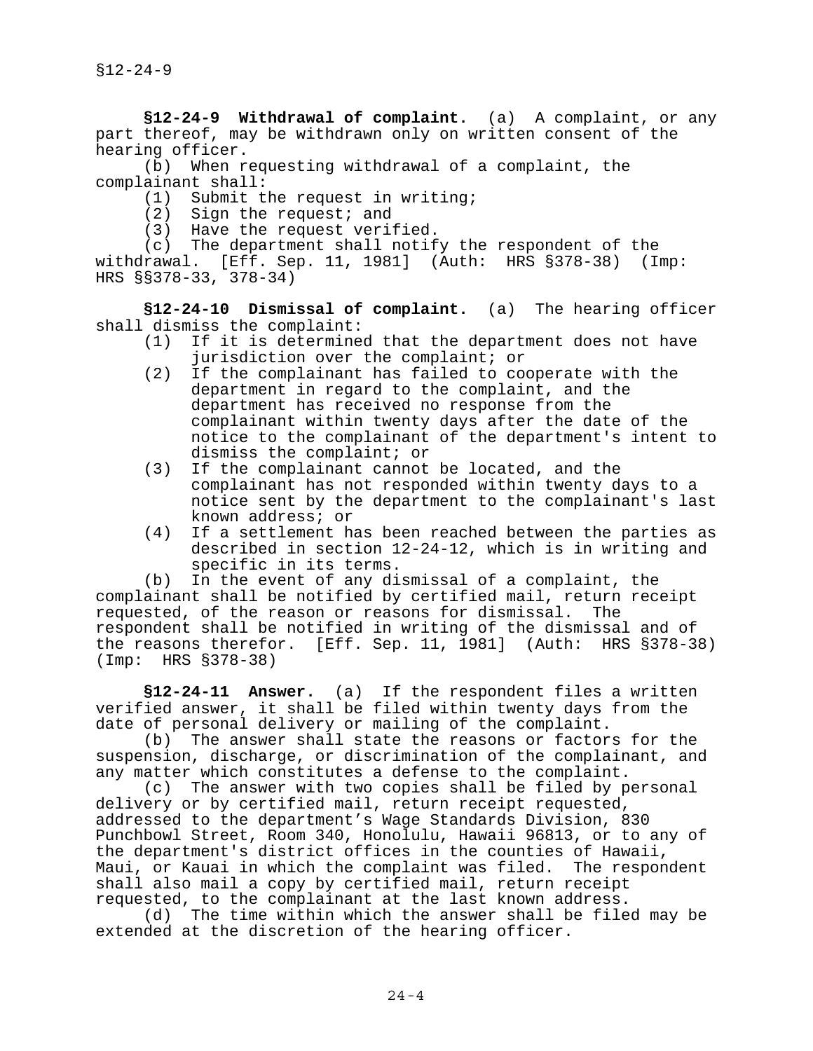**§12-24-9 Withdrawal of complaint.** (a) A complaint, or any part thereof, may be withdrawn only on written consent of the hearing officer.

(b) When requesting withdrawal of a complaint, the complainant shall:

(1) Submit the request in writing;
(2) Sign the request; and
(3) Have the request verified.

(c) The department shall notify the respondent of the withdrawal. [Eff. Sep. 11, 1981] (Auth: HRS §378-38) (Imp: HRS §§378-33, 378-34)

**§12-24-10 Dismissal of complaint.** (a) The hearing officer shall dismiss the complaint:

(1) If it is determined that the department does not have jurisdiction over the complaint; or
(2) If the complainant has failed to cooperate with the department in regard to the complaint, and the department has received no response from the complainant within twenty days after the date of the notice to the complainant of the department's intent to dismiss the complaint; or
(3) If the complainant cannot be located, and the complainant has not responded within twenty days to a notice sent by the department to the complainant's last known address; or
(4) If a settlement has been reached between the parties as described in section 12-24-12, which is in writing and specific in its terms.

(b) In the event of any dismissal of a complaint, the complainant shall be notified by certified mail, return receipt requested, of the reason or reasons for dismissal. The respondent shall be notified in writing of the dismissal and of the reasons therefor. [Eff. Sep. 11, 1981] (Auth: HRS §378-38) (Imp: HRS §378-38)

**§12-24-11 Answer.** (a) If the respondent files a written verified answer, it shall be filed within twenty days from the date of personal delivery or mailing of the complaint.

(b) The answer shall state the reasons or factors for the suspension, discharge, or discrimination of the complainant, and any matter which constitutes a defense to the complaint.

(c) The answer with two copies shall be filed by personal delivery or by certified mail, return receipt requested, addressed to the department's Wage Standards Division, 830 Punchbowl Street, Room 340, Honolulu, Hawaii 96813, or to any of the department's district offices in the counties of Hawaii, Maui, or Kauai in which the complaint was filed. The respondent shall also mail a copy by certified mail, return receipt requested, to the complainant at the last known address.

(d) The time within which the answer shall be filed may be extended at the discretion of the hearing officer.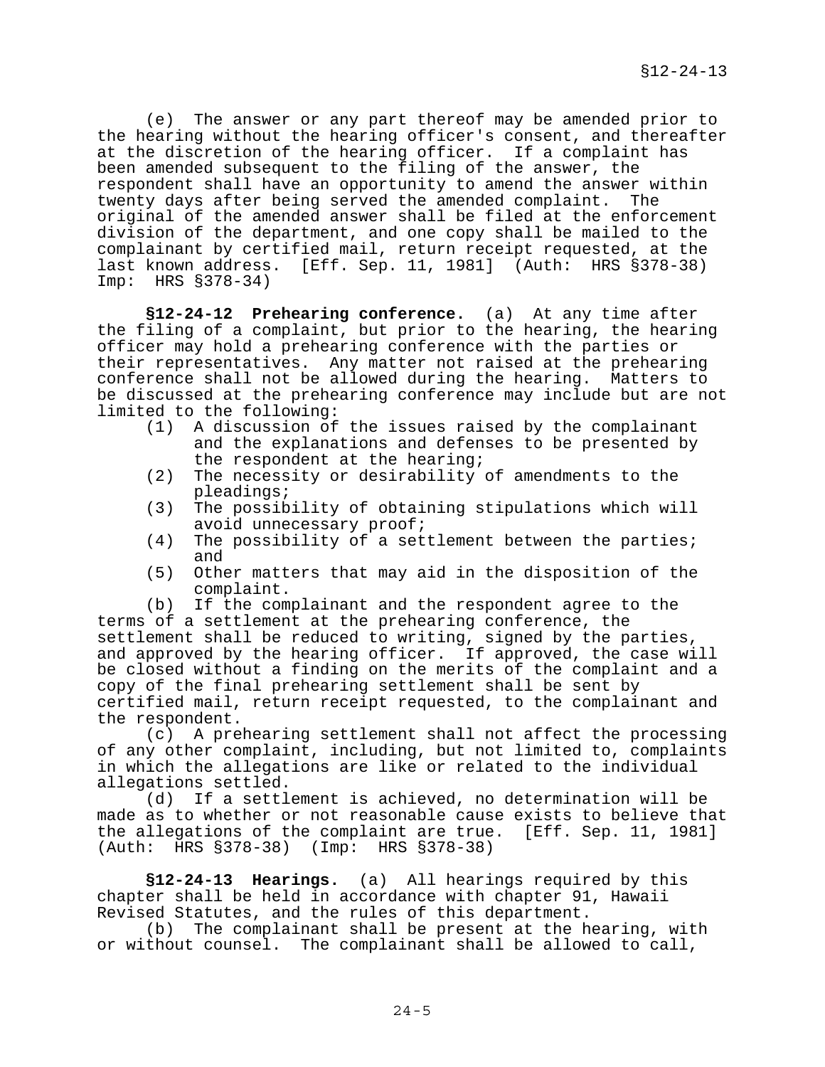(e) The answer or any part thereof may be amended prior to the hearing without the hearing officer's consent, and thereafter at the discretion of the hearing officer. If a complaint has been amended subsequent to the filing of the answer, the respondent shall have an opportunity to amend the answer within twenty days after being served the amended complaint. The original of the amended answer shall be filed at the enforcement division of the department, and one copy shall be mailed to the complainant by certified mail, return receipt requested, at the last known address. [Eff. Sep. 11, 1981] (Auth: HRS §378-38) Imp: HRS §378-34)

**§12-24-12 Prehearing conference.** (a) At any time after the filing of a complaint, but prior to the hearing, the hearing officer may hold a prehearing conference with the parties or their representatives. Any matter not raised at the prehearing conference shall not be allowed during the hearing. Matters to be discussed at the prehearing conference may include but are not limited to the following:

(1) A discussion of the issues raised by the complainant and the explanations and defenses to be presented by the respondent at the hearing;
(2) The necessity or desirability of amendments to the pleadings;
(3) The possibility of obtaining stipulations which will avoid unnecessary proof;
(4) The possibility of a settlement between the parties; and
(5) Other matters that may aid in the disposition of the complaint.

(b) If the complainant and the respondent agree to the terms of a settlement at the prehearing conference, the settlement shall be reduced to writing, signed by the parties, and approved by the hearing officer. If approved, the case will be closed without a finding on the merits of the complaint and a copy of the final prehearing settlement shall be sent by certified mail, return receipt requested, to the complainant and the respondent.

(c) A prehearing settlement shall not affect the processing of any other complaint, including, but not limited to, complaints in which the allegations are like or related to the individual allegations settled.

(d) If a settlement is achieved, no determination will be made as to whether or not reasonable cause exists to believe that the allegations of the complaint are true. [Eff. Sep. 11, 1981] (Auth: HRS §378-38) (Imp: HRS §378-38)

**§12-24-13 Hearings.** (a) All hearings required by this chapter shall be held in accordance with chapter 91, Hawaii Revised Statutes, and the rules of this department.

(b) The complainant shall be present at the hearing, with or without counsel. The complainant shall be allowed to call,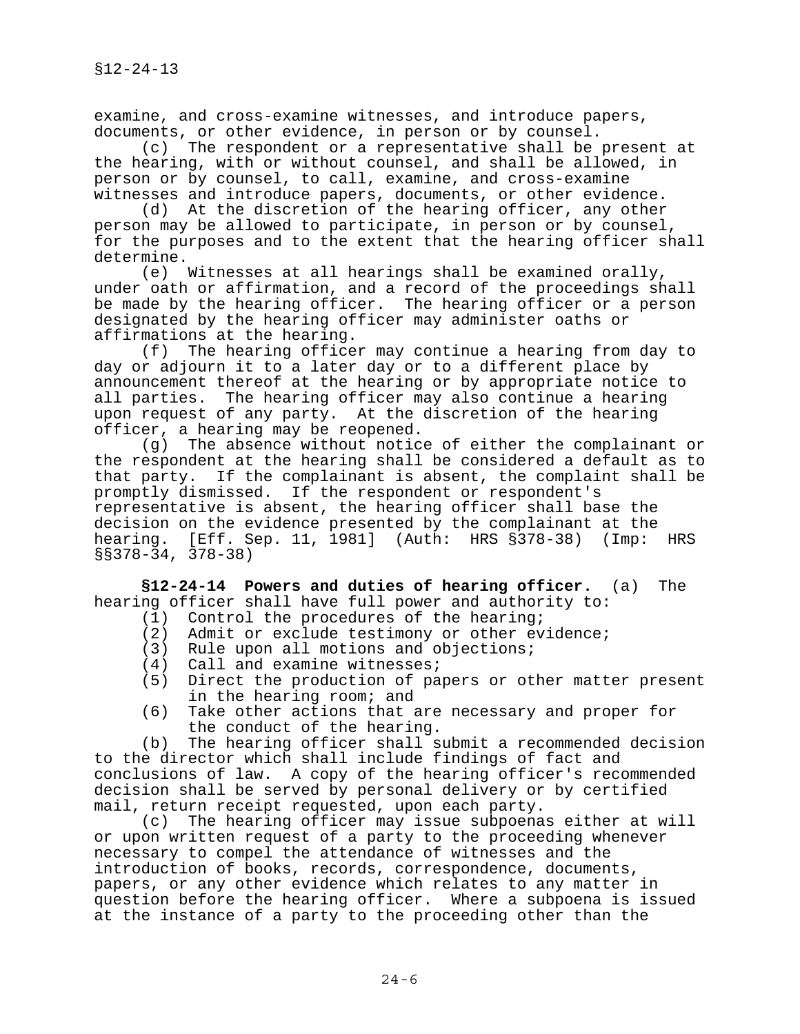examine, and cross-examine witnesses, and introduce papers, documents, or other evidence, in person or by counsel.

(c) The respondent or a representative shall be present at the hearing, with or without counsel, and shall be allowed, in person or by counsel, to call, examine, and cross-examine witnesses and introduce papers, documents, or other evidence.

(d) At the discretion of the hearing officer, any other person may be allowed to participate, in person or by counsel, for the purposes and to the extent that the hearing officer shall determine.

(e) Witnesses at all hearings shall be examined orally, under oath or affirmation, and a record of the proceedings shall be made by the hearing officer. The hearing officer or a person designated by the hearing officer may administer oaths or affirmations at the hearing.

(f) The hearing officer may continue a hearing from day to day or adjourn it to a later day or to a different place by announcement thereof at the hearing or by appropriate notice to all parties. The hearing officer may also continue a hearing upon request of any party. At the discretion of the hearing officer, a hearing may be reopened.

(g) The absence without notice of either the complainant or the respondent at the hearing shall be considered a default as to that party. If the complainant is absent, the complaint shall be promptly dismissed. If the respondent or respondent's representative is absent, the hearing officer shall base the decision on the evidence presented by the complainant at the hearing. [Eff. Sep. 11, 1981] (Auth: HRS §378-38) (Imp: HRS §§378-34, 378-38)

**§12-24-14 Powers and duties of hearing officer.** (a) The hearing officer shall have full power and authority to:

(1) Control the procedures of the hearing;
(2) Admit or exclude testimony or other evidence;
(3) Rule upon all motions and objections;
(4) Call and examine witnesses;
(5) Direct the production of papers or other matter present in the hearing room; and
(6) Take other actions that are necessary and proper for the conduct of the hearing.

(b) The hearing officer shall submit a recommended decision to the director which shall include findings of fact and conclusions of law. A copy of the hearing officer's recommended decision shall be served by personal delivery or by certified mail, return receipt requested, upon each party.

(c) The hearing officer may issue subpoenas either at will or upon written request of a party to the proceeding whenever necessary to compel the attendance of witnesses and the introduction of books, records, correspondence, documents, papers, or any other evidence which relates to any matter in question before the hearing officer. Where a subpoena is issued at the instance of a party to the proceeding other than the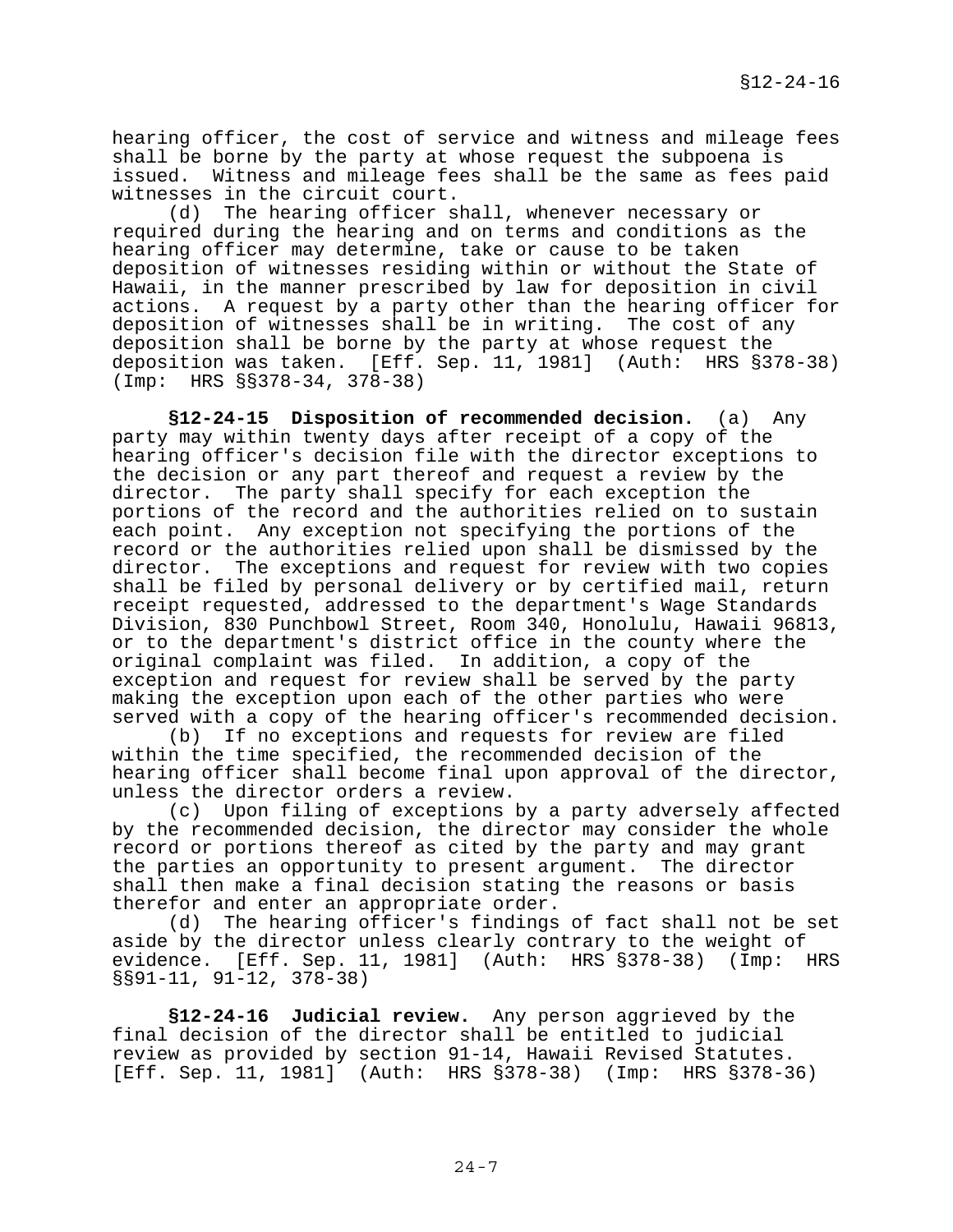hearing officer, the cost of service and witness and mileage fees shall be borne by the party at whose request the subpoena is issued. Witness and mileage fees shall be the same as fees paid witnesses in the circuit court.

(d) The hearing officer shall, whenever necessary or required during the hearing and on terms and conditions as the hearing officer may determine, take or cause to be taken deposition of witnesses residing within or without the State of Hawaii, in the manner prescribed by law for deposition in civil actions. A request by a party other than the hearing officer for deposition of witnesses shall be in writing. The cost of any deposition shall be borne by the party at whose request the deposition was taken. [Eff. Sep. 11, 1981] (Auth: HRS §378-38) (Imp: HRS §§378-34, 378-38)

**§12-24-15 Disposition of recommended decision.** (a) Any party may within twenty days after receipt of a copy of the hearing officer's decision file with the director exceptions to the decision or any part thereof and request a review by the director. The party shall specify for each exception the portions of the record and the authorities relied on to sustain each point. Any exception not specifying the portions of the record or the authorities relied upon shall be dismissed by the director. The exceptions and request for review with two copies shall be filed by personal delivery or by certified mail, return receipt requested, addressed to the department's Wage Standards Division, 830 Punchbowl Street, Room 340, Honolulu, Hawaii 96813, or to the department's district office in the county where the original complaint was filed. In addition, a copy of the exception and request for review shall be served by the party making the exception upon each of the other parties who were served with a copy of the hearing officer's recommended decision.

(b) If no exceptions and requests for review are filed within the time specified, the recommended decision of the hearing officer shall become final upon approval of the director, unless the director orders a review.

(c) Upon filing of exceptions by a party adversely affected by the recommended decision, the director may consider the whole record or portions thereof as cited by the party and may grant the parties an opportunity to present argument. The director shall then make a final decision stating the reasons or basis therefor and enter an appropriate order.

(d) The hearing officer's findings of fact shall not be set aside by the director unless clearly contrary to the weight of evidence. [Eff. Sep. 11, 1981] (Auth: HRS §378-38) (Imp: HRS §§91-11, 91-12, 378-38)

**§12-24-16 Judicial review.** Any person aggrieved by the final decision of the director shall be entitled to judicial review as provided by section 91-14, Hawaii Revised Statutes. [Eff. Sep. 11, 1981] (Auth: HRS §378-38) (Imp: HRS §378-36)